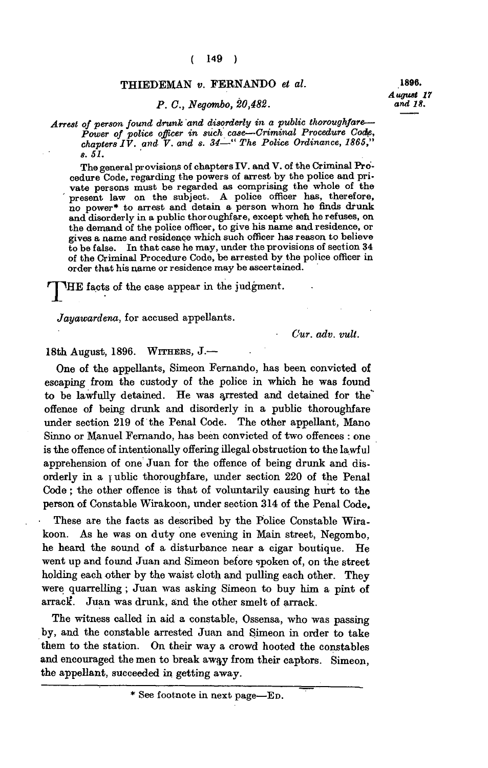# THIEDEMAN v. FERNANDO et al.

1896.
*August 17 and 18.*

*P. C., Negombo, 20,482.*

*Arrest of person found drunk and disorderly in a public thoroughfare—Power of police officer in such case—Criminal Procedure Code, chapters IV. and V. and s. 34—"The Police Ordinance, 1865," s. 51.*

The general provisions of chapters IV. and V. of the Criminal Procedure Code, regarding the powers of arrest by the police and private persons must be regarded as comprising the whole of the present law on the subject. A police officer has, therefore, no power* to arrest and detain a person whom he finds drunk and disorderly in a public thoroughfare, except when he refuses, on the demand of the police officer, to give his name and residence, or gives a name and residence which such officer has reason to believe to be false. In that case he may, under the provisions of section 34 of the Criminal Procedure Code, be arrested by the police officer in order that his name or residence may be ascertained.

THE facts of the case appear in the judgment.

*Jayawardena*, for accused appellants.

*Cur. adv. vult.*

18th August, 1896. WITHERS, J.—

One of the appellants, Simeon Fernando, has been convicted of escaping from the custody of the police in which he was found to be lawfully detained. He was arrested and detained for the offence of being drunk and disorderly in a public thoroughfare under section 219 of the Penal Code. The other appellant, Mano Sinno or Manuel Fernando, has been convicted of two offences : one is the offence of intentionally offering illegal obstruction to the lawful apprehension of one Juan for the offence of being drunk and disorderly in a public thoroughfare, under section 220 of the Penal Code ; the other offence is that of voluntarily causing hurt to the person of Constable Wirakoon, under section 314 of the Penal Code.

These are the facts as described by the Police Constable Wirakoon. As he was on duty one evening in Main street, Negombo, he heard the sound of a disturbance near a cigar boutique. He went up and found Juan and Simeon before spoken of, on the street holding each other by the waist cloth and pulling each other. They were quarrelling ; Juan was asking Simeon to buy him a pint of arrack. Juan was drunk, and the other smelt of arrack.

The witness called in aid a constable, Ossensa, who was passing by, and the constable arrested Juan and Simeon in order to take them to the station. On their way a crowd hooted the constables and encouraged the men to break away from their captors. Simeon, the appellant, succeeded in getting away.

\* See footnote in next page—ED.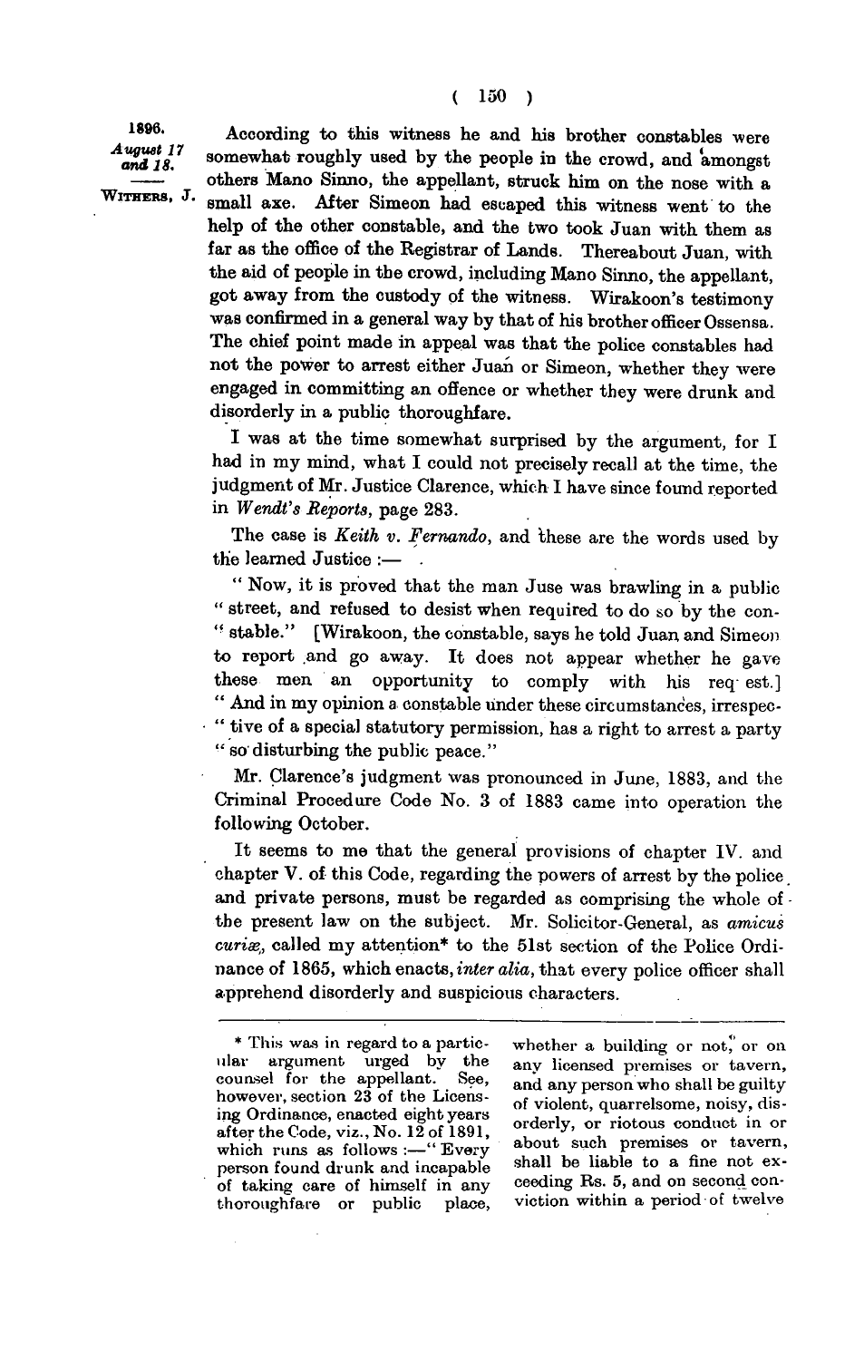1896. *August 17 and 18.* —— WITHERS, J.

According to this witness he and his brother constables were somewhat roughly used by the people in the crowd, and amongst others Mano Sinno, the appellant, struck him on the nose with a small axe. After Simeon had escaped this witness went to the help of the other constable, and the two took Juan with them as far as the office of the Registrar of Lands. Thereabout Juan, with the aid of people in the crowd, including Mano Sinno, the appellant, got away from the custody of the witness. Wirakoon's testimony was confirmed in a general way by that of his brother officer Ossensa. The chief point made in appeal was that the police constables had not the power to arrest either Juan or Simeon, whether they were engaged in committing an offence or whether they were drunk and disorderly in a public thoroughfare.

I was at the time somewhat surprised by the argument, for I had in my mind, what I could not precisely recall at the time, the judgment of Mr. Justice Clarence, which I have since found reported in *Wendt's Reports*, page 283.

The case is *Keith v. Fernando*, and these are the words used by the learned Justice :—

" Now, it is proved that the man Juse was brawling in a public " street, and refused to desist when required to do so by the con- " stable." [Wirakoon, the constable, says he told Juan and Simeon to report and go away. It does not appear whether he gave these men an opportunity to comply with his req est.] " And in my opinion a constable under these circumstances, irrespec- " tive of a special statutory permission, has a right to arrest a party " so disturbing the public peace."

Mr. Clarence's judgment was pronounced in June, 1883, and the Criminal Procedure Code No. 3 of 1883 came into operation the following October.

It seems to me that the general provisions of chapter IV. and chapter V. of this Code, regarding the powers of arrest by the police and private persons, must be regarded as comprising the whole of the present law on the subject. Mr. Solicitor-General, as *amicus curiæ*, called my attention* to the 51st section of the Police Ordinance of 1865, which enacts, *inter alia*, that every police officer shall apprehend disorderly and suspicious characters.

---

* This was in regard to a particular argument urged by the counsel for the appellant. See, however, section 23 of the Licensing Ordinance, enacted eight years after the Code, viz., No. 12 of 1891, which runs as follows :—" Every person found drunk and incapable of taking care of himself in any thoroughfare or public place, whether a building or not," or on any licensed premises or tavern, and any person who shall be guilty of violent, quarrelsome, noisy, disorderly, or riotous conduct in or about such premises or tavern, shall be liable to a fine not exceeding Rs. 5, and on second conviction within a period of twelve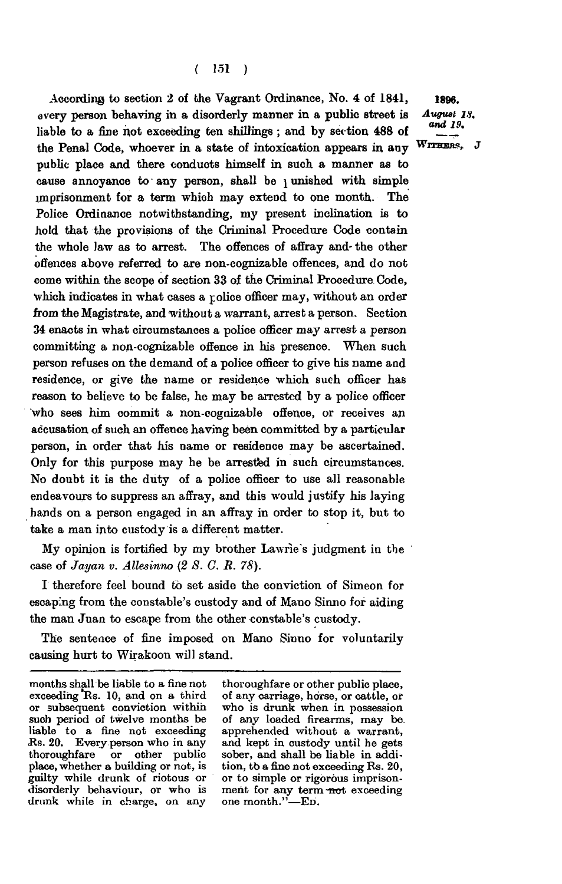According to section 2 of the Vagrant Ordinance, No. 4 of 1841, every person behaving in a disorderly manner in a public street is liable to a fine not exceeding ten shillings; and by section 488 of the Penal Code, whoever in a state of intoxication appears in any public place and there conducts himself in such a manner as to cause annoyance to any person, shall be punished with simple imprisonment for a term which may extend to one month. The Police Ordinance notwithstanding, my present inclination is to hold that the provisions of the Criminal Procedure Code contain the whole law as to arrest. The offences of affray and the other offences above referred to are non-cognizable offences, and do not come within the scope of section 33 of the Criminal Procedure Code, which indicates in what cases a police officer may, without an order from the Magistrate, and without a warrant, arrest a person. Section 34 enacts in what circumstances a police officer may arrest a person committing a non-cognizable offence in his presence. When such person refuses on the demand of a police officer to give his name and residence, or give the name or residence which such officer has reason to believe to be false, he may be arrested by a police officer who sees him commit a non-cognizable offence, or receives an accusation of such an offence having been committed by a particular person, in order that his name or residence may be ascertained. Only for this purpose may he be arrested in such circumstances. No doubt it is the duty of a police officer to use all reasonable endeavours to suppress an affray, and this would justify his laying hands on a person engaged in an affray in order to stop it, but to take a man into custody is a different matter.

1896. *August 18, and 19.*

WITHERS, J.

My opinion is fortified by my brother Lawrie's judgment in the case of *Jayan v. Allesinno (2 S. C. R. 78)*.

I therefore feel bound to set aside the conviction of Simeon for escaping from the constable's custody and of Mano Sinno for aiding the man Juan to escape from the other constable's custody.

The sentence of fine imposed on Mano Sinno for voluntarily causing hurt to Wirakoon will stand.

---

months shall be liable to a fine not exceeding Rs. 10, and on a third or subsequent conviction within such period of twelve months be liable to a fine not exceeding Rs. 20. Every person who in any thoroughfare or other public place, whether a building or not, is guilty while drunk of riotous or disorderly behaviour, or who is drunk while in charge, on any thoroughfare or other public place, of any carriage, horse, or cattle, or who is drunk when in possession of any loaded firearms, may be apprehended without a warrant, and kept in custody until he gets sober, and shall be liable in addition, to a fine not exceeding Rs. 20, or to simple or rigorous imprisonment for any term not exceeding one month."—ED.